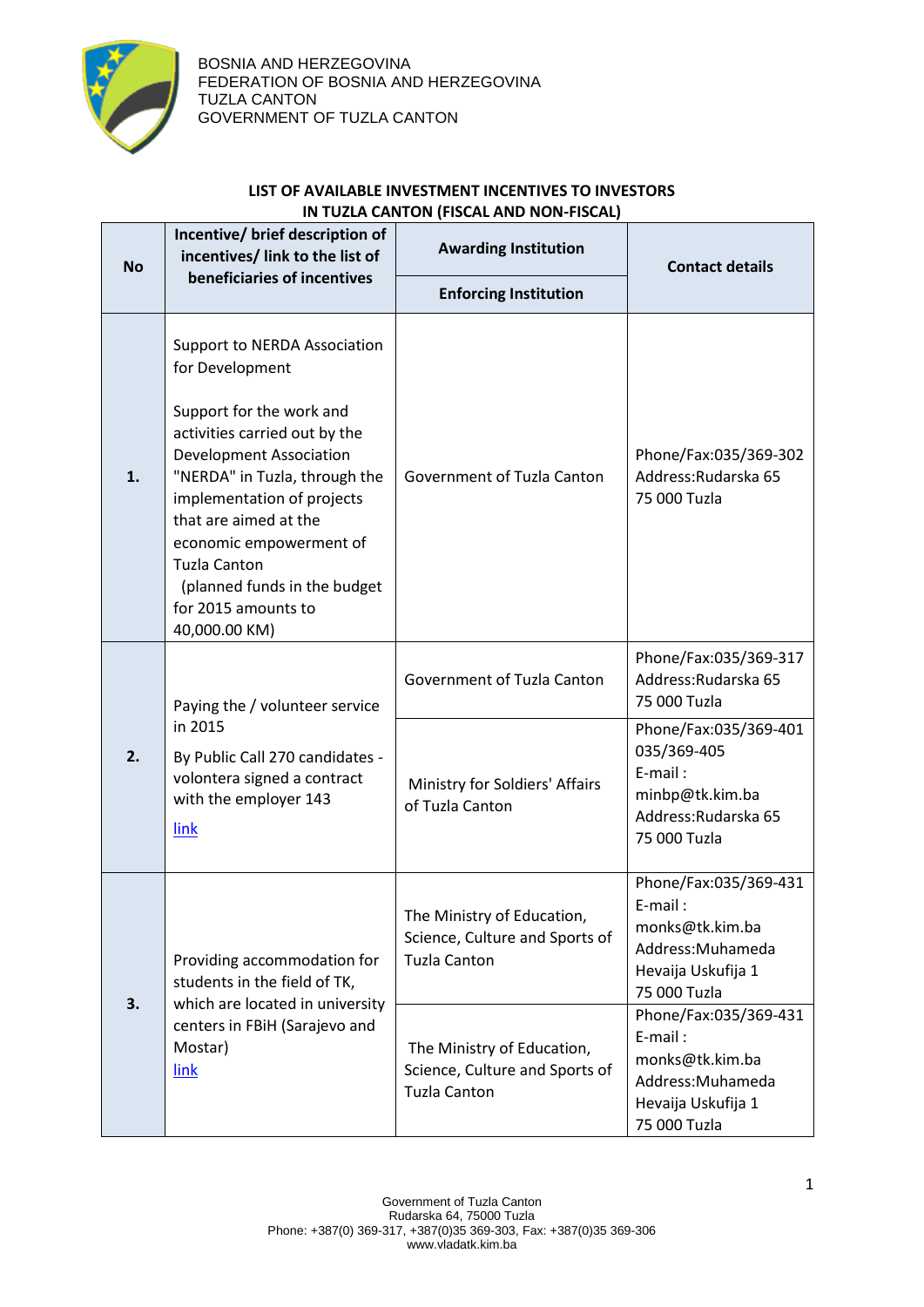BOSNIA AND HERZEGOVINA
FEDERATION OF BOSNIA AND HERZEGOVINA
TUZLA CANTON
GOVERNMENT OF TUZLA CANTON

## LIST OF AVAILABLE INVESTMENT INCENTIVES TO INVESTORS IN TUZLA CANTON (FISCAL AND NON-FISCAL)

| No | Incentive/ brief description of incentives/ link to the list of beneficiaries of incentives | Awarding Institution / Enforcing Institution | Contact details |
|---|---|---|---|
| **1.** | Support to NERDA Association for Development<br><br>Support for the work and activities carried out by the Development Association "NERDA" in Tuzla, through the implementation of projects that are aimed at the economic empowerment of Tuzla Canton (planned funds in the budget for 2015 amounts to 40,000.00 KM) | Government of Tuzla Canton | Phone/Fax:035/369-302<br>Address:Rudarska 65<br>75 000 Tuzla |
| **2.** | Paying the / volunteer service in 2015<br><br>By Public Call 270 candidates - volontera signed a contract with the employer 143<br><br>link | Government of Tuzla Canton | Phone/Fax:035/369-317<br>Address:Rudarska 65<br>75 000 Tuzla |
| | | Ministry for Soldiers' Affairs of Tuzla Canton | Phone/Fax:035/369-401<br>035/369-405<br>E-mail : minbp@tk.kim.ba<br>Address:Rudarska 65<br>75 000 Tuzla |
| **3.** | Providing accommodation for students in the field of TK, which are located in university centers in FBiH (Sarajevo and Mostar)<br>link | The Ministry of Education, Science, Culture and Sports of Tuzla Canton | Phone/Fax:035/369-431<br>E-mail : monks@tk.kim.ba<br>Address:Muhameda Hevaija Uskufija 1<br>75 000 Tuzla |
| | | The Ministry of Education, Science, Culture and Sports of Tuzla Canton | Phone/Fax:035/369-431<br>E-mail : monks@tk.kim.ba<br>Address:Muhameda Hevaija Uskufija 1<br>75 000 Tuzla |

Government of Tuzla Canton
Rudarska 64, 75000 Tuzla
Phone: +387(0) 369-317, +387(0)35 369-303, Fax: +387(0)35 369-306
www.vladatk.kim.ba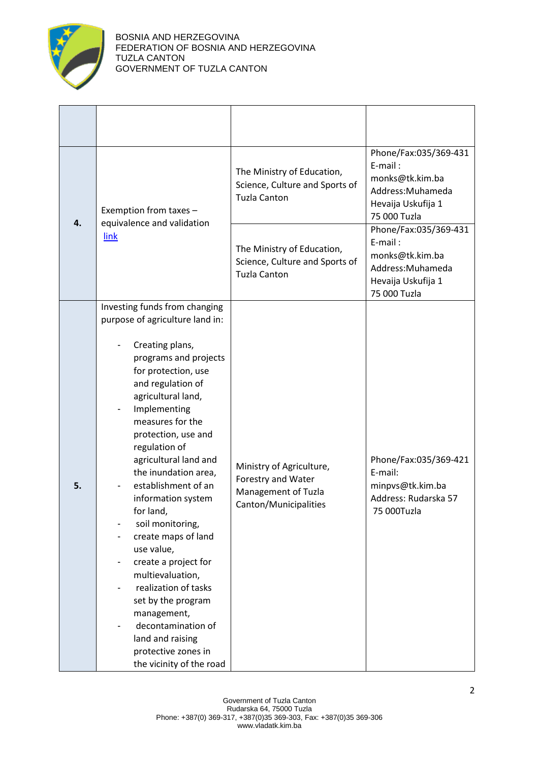| | | | |
|---|---|---|---|
| | | | |
| **4.** | Exemption from taxes – equivalence and validation [link] | The Ministry of Education, Science, Culture and Sports of Tuzla Canton | Phone/Fax:035/369-431<br>E-mail :<br>monks@tk.kim.ba<br>Address:Muhameda Hevaija Uskufija 1<br>75 000 Tuzla |
| | | The Ministry of Education, Science, Culture and Sports of Tuzla Canton | Phone/Fax:035/369-431<br>E-mail :<br>monks@tk.kim.ba<br>Address:Muhameda Hevaija Uskufija 1<br>75 000 Tuzla |
| **5.** | Investing funds from changing purpose of agriculture land in:<br><br>- Creating plans, programs and projects for protection, use and regulation of agricultural land,<br>- Implementing measures for the protection, use and regulation of agricultural land and the inundation area,<br>- establishment of an information system for land,<br>- soil monitoring,<br>- create maps of land use value,<br>- create a project for multievaluation,<br>- realization of tasks set by the program management,<br>- decontamination of land and raising protective zones in the vicinity of the road | Ministry of Agriculture, Forestry and Water Management of Tuzla Canton/Municipalities | Phone/Fax:035/369-421<br>E-mail:<br>minpvs@tk.kim.ba<br>Address: Rudarska 57<br>75 000Tuzla |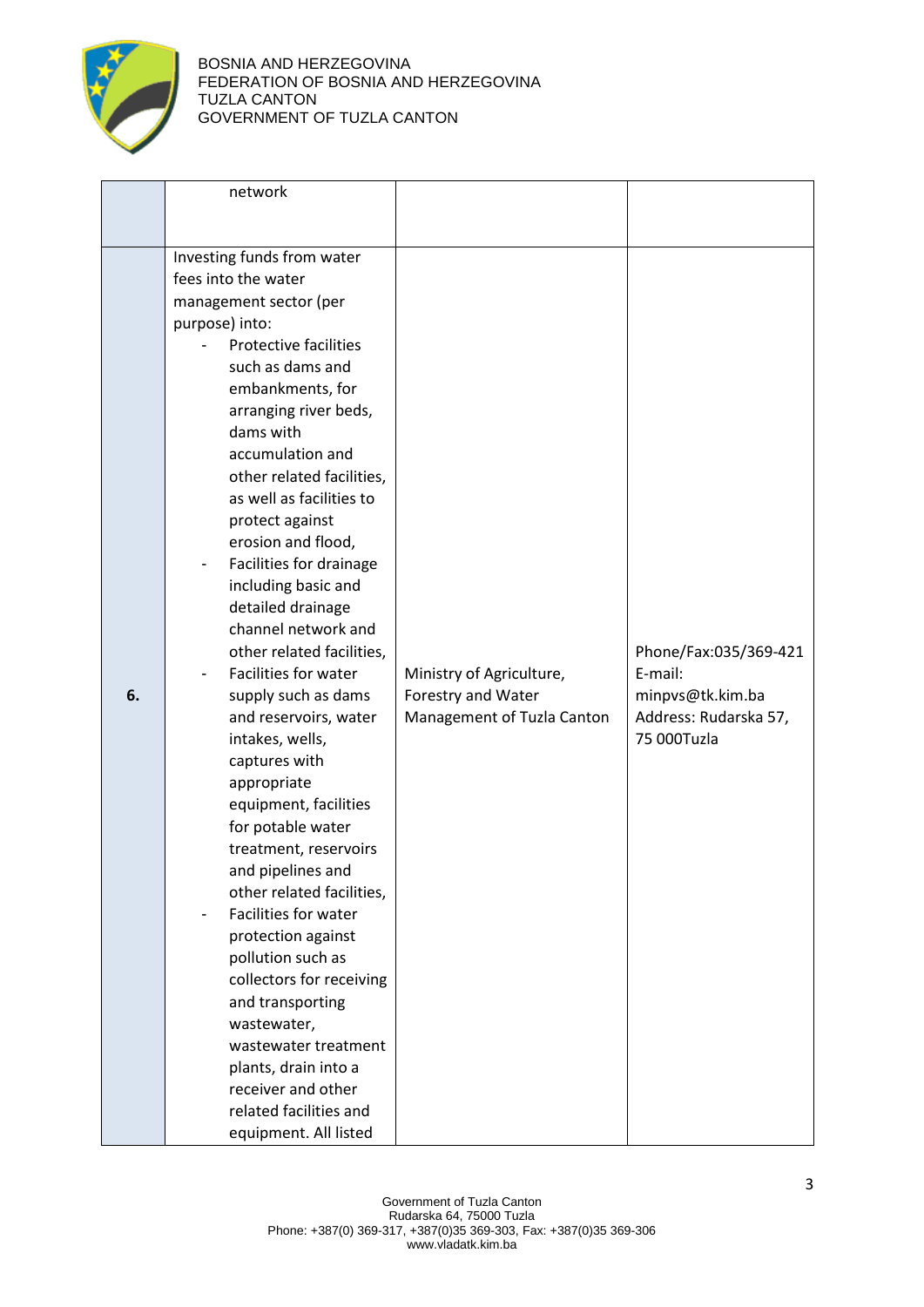| | | | |
|---|---|---|---|
| | network | | |
| 6. | Investing funds from water fees into the water management sector (per purpose) into:<br>- Protective facilities such as dams and embankments, for arranging river beds, dams with accumulation and other related facilities, as well as facilities to protect against erosion and flood,<br>- Facilities for drainage including basic and detailed drainage channel network and other related facilities,<br>- Facilities for water supply such as dams and reservoirs, water intakes, wells, captures with appropriate equipment, facilities for potable water treatment, reservoirs and pipelines and other related facilities,<br>- Facilities for water protection against pollution such as collectors for receiving and transporting wastewater, wastewater treatment plants, drain into a receiver and other related facilities and equipment. All listed | Ministry of Agriculture, Forestry and Water Management of Tuzla Canton | Phone/Fax:035/369-421<br>E-mail: minpvs@tk.kim.ba<br>Address: Rudarska 57, 75 000Tuzla |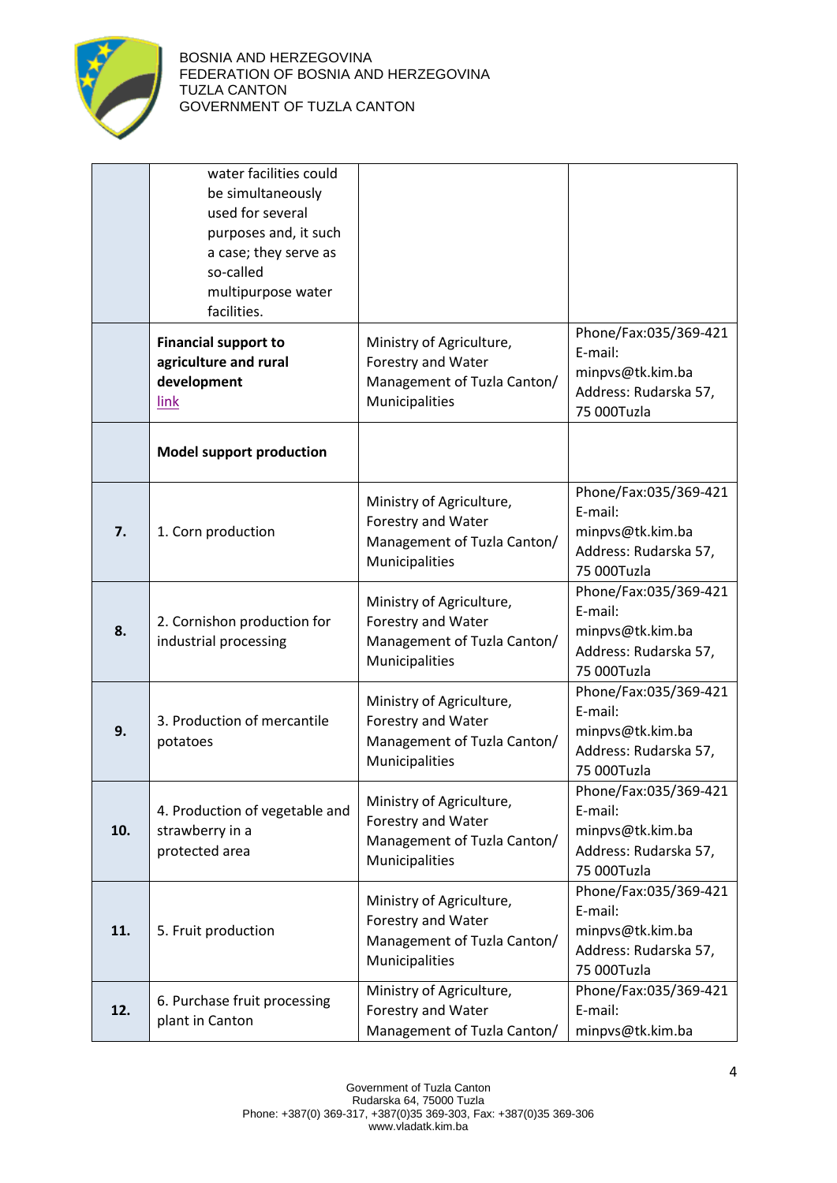| | | | |
|---|---|---|---|
| | water facilities could be simultaneously used for several purposes and, it such a case; they serve as so-called multipurpose water facilities. | | |
| | **Financial support to agriculture and rural development** link | Ministry of Agriculture, Forestry and Water Management of Tuzla Canton/ Municipalities | Phone/Fax:035/369-421 E-mail: minpvs@tk.kim.ba Address: Rudarska 57, 75 000Tuzla |
| | **Model support production** | | |
| **7.** | 1. Corn production | Ministry of Agriculture, Forestry and Water Management of Tuzla Canton/ Municipalities | Phone/Fax:035/369-421 E-mail: minpvs@tk.kim.ba Address: Rudarska 57, 75 000Tuzla |
| **8.** | 2. Cornishon production for industrial processing | Ministry of Agriculture, Forestry and Water Management of Tuzla Canton/ Municipalities | Phone/Fax:035/369-421 E-mail: minpvs@tk.kim.ba Address: Rudarska 57, 75 000Tuzla |
| **9.** | 3. Production of mercantile potatoes | Ministry of Agriculture, Forestry and Water Management of Tuzla Canton/ Municipalities | Phone/Fax:035/369-421 E-mail: minpvs@tk.kim.ba Address: Rudarska 57, 75 000Tuzla |
| **10.** | 4. Production of vegetable and strawberry in a protected area | Ministry of Agriculture, Forestry and Water Management of Tuzla Canton/ Municipalities | Phone/Fax:035/369-421 E-mail: minpvs@tk.kim.ba Address: Rudarska 57, 75 000Tuzla |
| **11.** | 5. Fruit production | Ministry of Agriculture, Forestry and Water Management of Tuzla Canton/ Municipalities | Phone/Fax:035/369-421 E-mail: minpvs@tk.kim.ba Address: Rudarska 57, 75 000Tuzla |
| **12.** | 6. Purchase fruit processing plant in Canton | Ministry of Agriculture, Forestry and Water Management of Tuzla Canton/ | Phone/Fax:035/369-421 E-mail: minpvs@tk.kim.ba |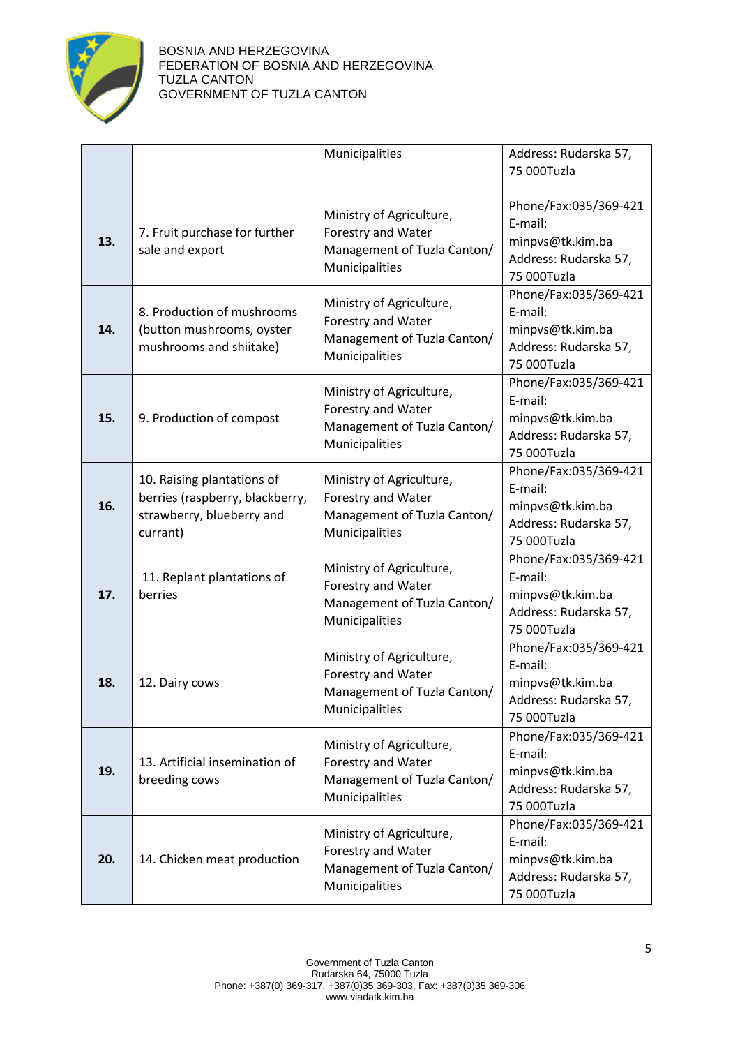|  |  | Municipalities | Address: Rudarska 57, 75 000Tuzla |
|---|---|---|---|
| **13.** | 7. Fruit purchase for further sale and export | Ministry of Agriculture, Forestry and Water Management of Tuzla Canton/ Municipalities | Phone/Fax:035/369-421 E-mail: minpvs@tk.kim.ba Address: Rudarska 57, 75 000Tuzla |
| **14.** | 8. Production of mushrooms (button mushrooms, oyster mushrooms and shiitake) | Ministry of Agriculture, Forestry and Water Management of Tuzla Canton/ Municipalities | Phone/Fax:035/369-421 E-mail: minpvs@tk.kim.ba Address: Rudarska 57, 75 000Tuzla |
| **15.** | 9. Production of compost | Ministry of Agriculture, Forestry and Water Management of Tuzla Canton/ Municipalities | Phone/Fax:035/369-421 E-mail: minpvs@tk.kim.ba Address: Rudarska 57, 75 000Tuzla |
| **16.** | 10. Raising plantations of berries (raspberry, blackberry, strawberry, blueberry and currant) | Ministry of Agriculture, Forestry and Water Management of Tuzla Canton/ Municipalities | Phone/Fax:035/369-421 E-mail: minpvs@tk.kim.ba Address: Rudarska 57, 75 000Tuzla |
| **17.** | 11. Replant plantations of berries | Ministry of Agriculture, Forestry and Water Management of Tuzla Canton/ Municipalities | Phone/Fax:035/369-421 E-mail: minpvs@tk.kim.ba Address: Rudarska 57, 75 000Tuzla |
| **18.** | 12. Dairy cows | Ministry of Agriculture, Forestry and Water Management of Tuzla Canton/ Municipalities | Phone/Fax:035/369-421 E-mail: minpvs@tk.kim.ba Address: Rudarska 57, 75 000Tuzla |
| **19.** | 13. Artificial insemination of breeding cows | Ministry of Agriculture, Forestry and Water Management of Tuzla Canton/ Municipalities | Phone/Fax:035/369-421 E-mail: minpvs@tk.kim.ba Address: Rudarska 57, 75 000Tuzla |
| **20.** | 14. Chicken meat production | Ministry of Agriculture, Forestry and Water Management of Tuzla Canton/ Municipalities | Phone/Fax:035/369-421 E-mail: minpvs@tk.kim.ba Address: Rudarska 57, 75 000Tuzla |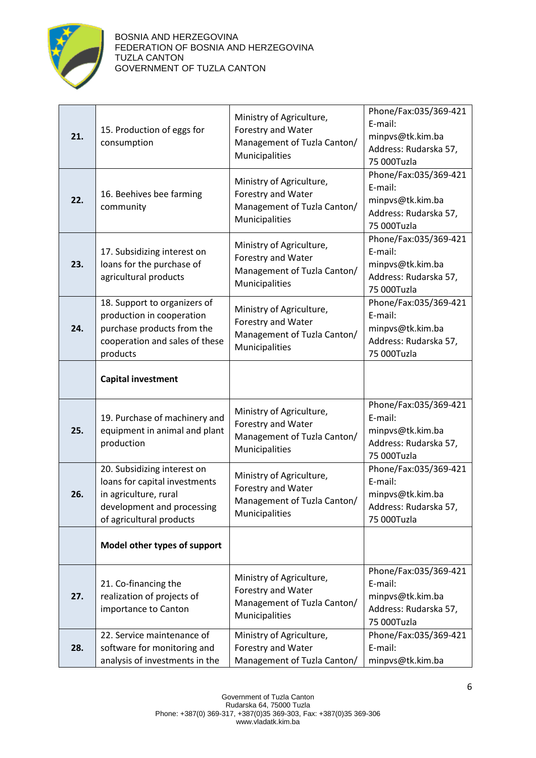| | | | |
|---|---|---|---|
| **21.** | 15. Production of eggs for consumption | Ministry of Agriculture, Forestry and Water Management of Tuzla Canton/ Municipalities | Phone/Fax:035/369-421 E-mail: minpvs@tk.kim.ba Address: Rudarska 57, 75 000Tuzla |
| **22.** | 16. Beehives bee farming community | Ministry of Agriculture, Forestry and Water Management of Tuzla Canton/ Municipalities | Phone/Fax:035/369-421 E-mail: minpvs@tk.kim.ba Address: Rudarska 57, 75 000Tuzla |
| **23.** | 17. Subsidizing interest on loans for the purchase of agricultural products | Ministry of Agriculture, Forestry and Water Management of Tuzla Canton/ Municipalities | Phone/Fax:035/369-421 E-mail: minpvs@tk.kim.ba Address: Rudarska 57, 75 000Tuzla |
| **24.** | 18. Support to organizers of production in cooperation purchase products from the cooperation and sales of these products | Ministry of Agriculture, Forestry and Water Management of Tuzla Canton/ Municipalities | Phone/Fax:035/369-421 E-mail: minpvs@tk.kim.ba Address: Rudarska 57, 75 000Tuzla |
| | **Capital investment** | | |
| **25.** | 19. Purchase of machinery and equipment in animal and plant production | Ministry of Agriculture, Forestry and Water Management of Tuzla Canton/ Municipalities | Phone/Fax:035/369-421 E-mail: minpvs@tk.kim.ba Address: Rudarska 57, 75 000Tuzla |
| **26.** | 20. Subsidizing interest on loans for capital investments in agriculture, rural development and processing of agricultural products | Ministry of Agriculture, Forestry and Water Management of Tuzla Canton/ Municipalities | Phone/Fax:035/369-421 E-mail: minpvs@tk.kim.ba Address: Rudarska 57, 75 000Tuzla |
| | **Model other types of support** | | |
| **27.** | 21. Co-financing the realization of projects of importance to Canton | Ministry of Agriculture, Forestry and Water Management of Tuzla Canton/ Municipalities | Phone/Fax:035/369-421 E-mail: minpvs@tk.kim.ba Address: Rudarska 57, 75 000Tuzla |
| **28.** | 22. Service maintenance of software for monitoring and analysis of investments in the | Ministry of Agriculture, Forestry and Water Management of Tuzla Canton/ | Phone/Fax:035/369-421 E-mail: minpvs@tk.kim.ba |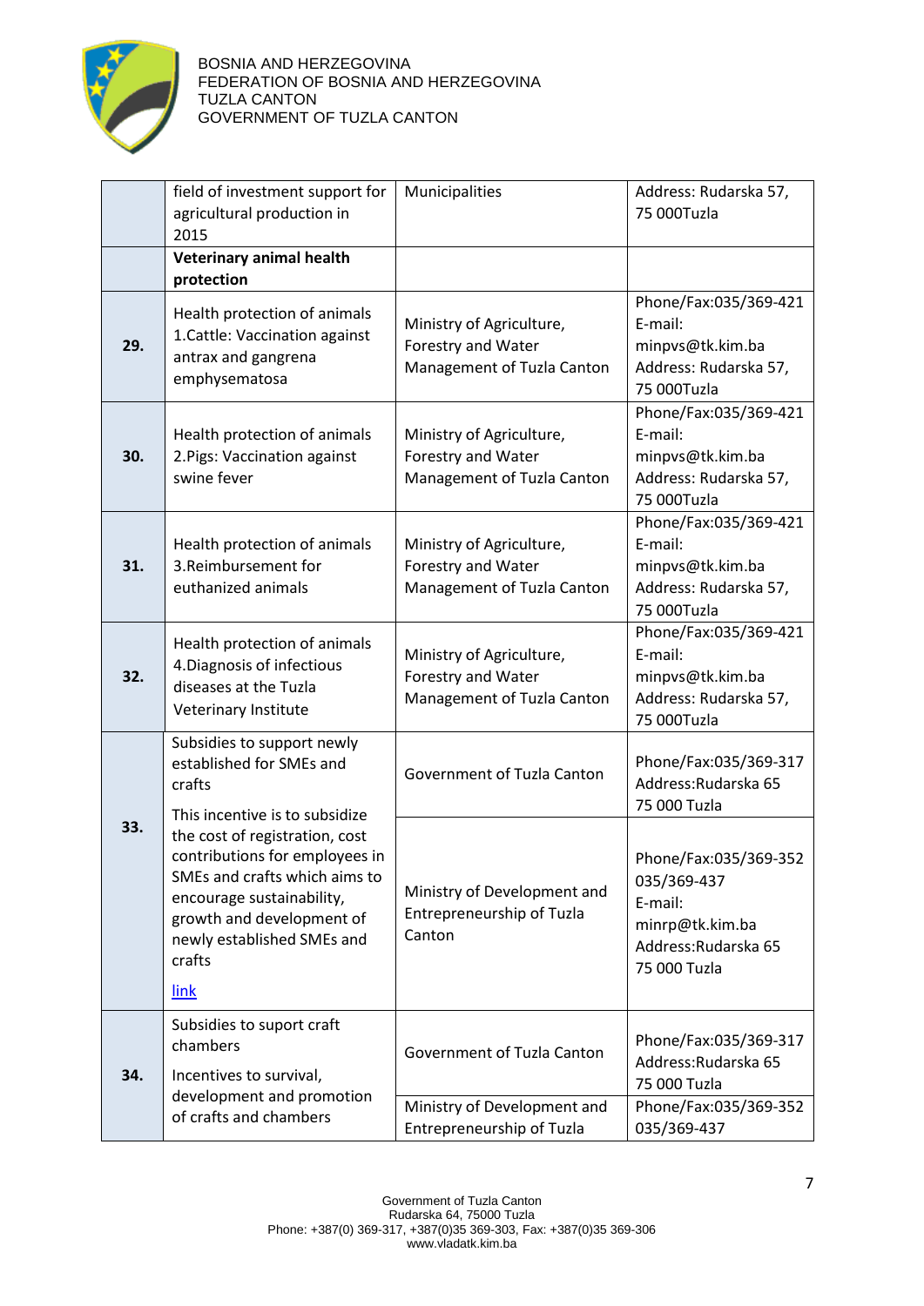| | | | |
|---|---|---|---|
| | field of investment support for agricultural production in 2015 | Municipalities | Address: Rudarska 57, 75 000Tuzla |
| | **Veterinary animal health protection** | | |
| **29.** | Health protection of animals 1.Cattle: Vaccination against antrax and gangrena emphysematosa | Ministry of Agriculture, Forestry and Water Management of Tuzla Canton | Phone/Fax:035/369-421 E-mail: minpvs@tk.kim.ba Address: Rudarska 57, 75 000Tuzla |
| **30.** | Health protection of animals 2.Pigs: Vaccination against swine fever | Ministry of Agriculture, Forestry and Water Management of Tuzla Canton | Phone/Fax:035/369-421 E-mail: minpvs@tk.kim.ba Address: Rudarska 57, 75 000Tuzla |
| **31.** | Health protection of animals 3.Reimbursement for euthanized animals | Ministry of Agriculture, Forestry and Water Management of Tuzla Canton | Phone/Fax:035/369-421 E-mail: minpvs@tk.kim.ba Address: Rudarska 57, 75 000Tuzla |
| **32.** | Health protection of animals 4.Diagnosis of infectious diseases at the Tuzla Veterinary Institute | Ministry of Agriculture, Forestry and Water Management of Tuzla Canton | Phone/Fax:035/369-421 E-mail: minpvs@tk.kim.ba Address: Rudarska 57, 75 000Tuzla |
| **33.** | Subsidies to support newly established for SMEs and crafts<br><br>This incentive is to subsidize the cost of registration, cost contributions for employees in SMEs and crafts which aims to encourage sustainability, growth and development of newly established SMEs and crafts<br><br>link | Government of Tuzla Canton | Phone/Fax:035/369-317 Address:Rudarska 65 75 000 Tuzla |
| | | Ministry of Development and Entrepreneurship of Tuzla Canton | Phone/Fax:035/369-352 035/369-437 E-mail: minrp@tk.kim.ba Address:Rudarska 65 75 000 Tuzla |
| **34.** | Subsidies to suport craft chambers<br><br>Incentives to survival, development and promotion of crafts and chambers | Government of Tuzla Canton | Phone/Fax:035/369-317 Address:Rudarska 65 75 000 Tuzla |
| | | Ministry of Development and Entrepreneurship of Tuzla | Phone/Fax:035/369-352 035/369-437 |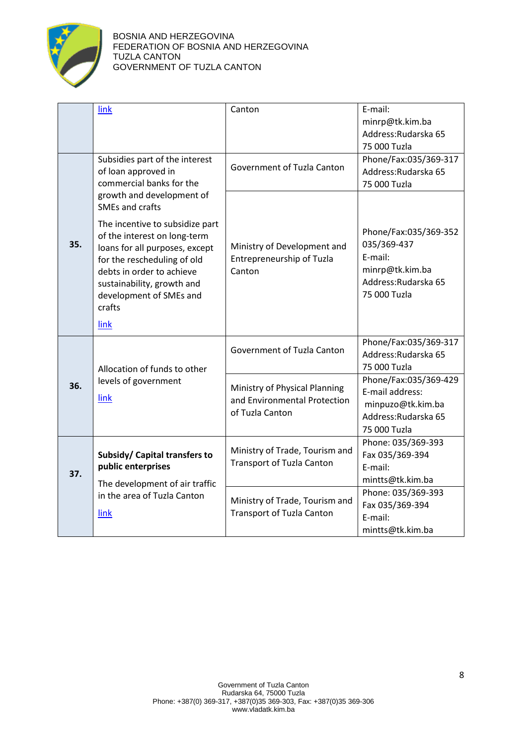| | | | |
|---|---|---|---|
| | link | Canton | E-mail: minrp@tk.kim.ba Address:Rudarska 65 75 000 Tuzla |
| **35.** | Subsidies part of the interest of loan approved in commercial banks for the growth and development of SMEs and crafts<br><br>The incentive to subsidize part of the interest on long-term loans for all purposes, except for the rescheduling of old debts in order to achieve sustainability, growth and development of SMEs and crafts<br><br>link | Government of Tuzla Canton | Phone/Fax:035/369-317 Address:Rudarska 65 75 000 Tuzla |
| | | Ministry of Development and Entrepreneurship of Tuzla Canton | Phone/Fax:035/369-352 035/369-437 E-mail: minrp@tk.kim.ba Address:Rudarska 65 75 000 Tuzla |
| **36.** | Allocation of funds to other levels of government<br><br>link | Government of Tuzla Canton | Phone/Fax:035/369-317 Address:Rudarska 65 75 000 Tuzla |
| | | Ministry of Physical Planning and Environmental Protection of Tuzla Canton | Phone/Fax:035/369-429 E-mail address: minpuzo@tk.kim.ba Address:Rudarska 65 75 000 Tuzla |
| **37.** | **Subsidy/ Capital transfers to public enterprises**<br><br>The development of air traffic in the area of Tuzla Canton<br><br>link | Ministry of Trade, Tourism and Transport of Tuzla Canton | Phone: 035/369-393 Fax 035/369-394 E-mail: mintts@tk.kim.ba |
| | | Ministry of Trade, Tourism and Transport of Tuzla Canton | Phone: 035/369-393 Fax 035/369-394 E-mail: mintts@tk.kim.ba |